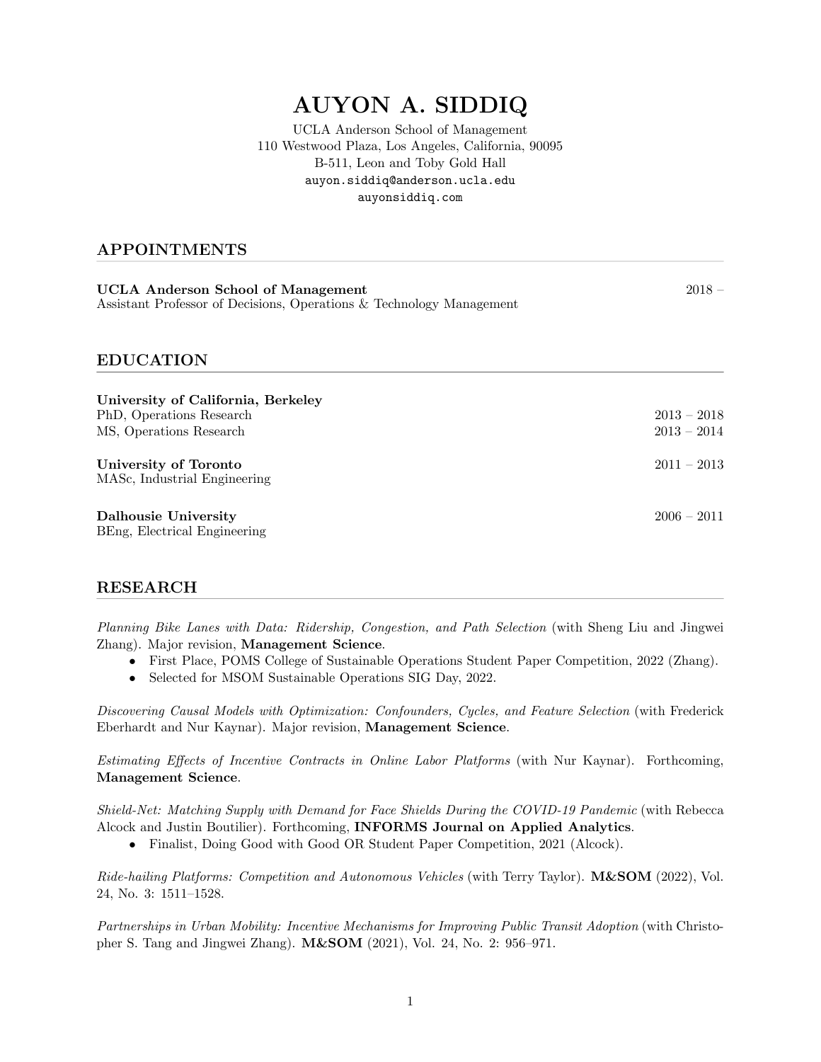# AUYON A. SIDDIQ

UCLA Anderson School of Management
110 Westwood Plaza, Los Angeles, California, 90095
B-511, Leon and Toby Gold Hall
auyon.siddiq@anderson.ucla.edu
auyonsiddiq.com

## APPOINTMENTS

**UCLA Anderson School of Management** 2018 –
Assistant Professor of Decisions, Operations & Technology Management

## EDUCATION

**University of California, Berkeley**
PhD, Operations Research 2013 – 2018
MS, Operations Research 2013 – 2014

**University of Toronto** 2011 – 2013
MASc, Industrial Engineering

**Dalhousie University** 2006 – 2011
BEng, Electrical Engineering

## RESEARCH

*Planning Bike Lanes with Data: Ridership, Congestion, and Path Selection* (with Sheng Liu and Jingwei Zhang). Major revision, **Management Science**.

- First Place, POMS College of Sustainable Operations Student Paper Competition, 2022 (Zhang).
- Selected for MSOM Sustainable Operations SIG Day, 2022.

*Discovering Causal Models with Optimization: Confounders, Cycles, and Feature Selection* (with Frederick Eberhardt and Nur Kaynar). Major revision, **Management Science**.

*Estimating Effects of Incentive Contracts in Online Labor Platforms* (with Nur Kaynar). Forthcoming, **Management Science**.

*Shield-Net: Matching Supply with Demand for Face Shields During the COVID-19 Pandemic* (with Rebecca Alcock and Justin Boutilier). Forthcoming, **INFORMS Journal on Applied Analytics**.

- Finalist, Doing Good with Good OR Student Paper Competition, 2021 (Alcock).

*Ride-hailing Platforms: Competition and Autonomous Vehicles* (with Terry Taylor). **M&SOM** (2022), Vol. 24, No. 3: 1511–1528.

*Partnerships in Urban Mobility: Incentive Mechanisms for Improving Public Transit Adoption* (with Christopher S. Tang and Jingwei Zhang). **M&SOM** (2021), Vol. 24, No. 2: 956–971.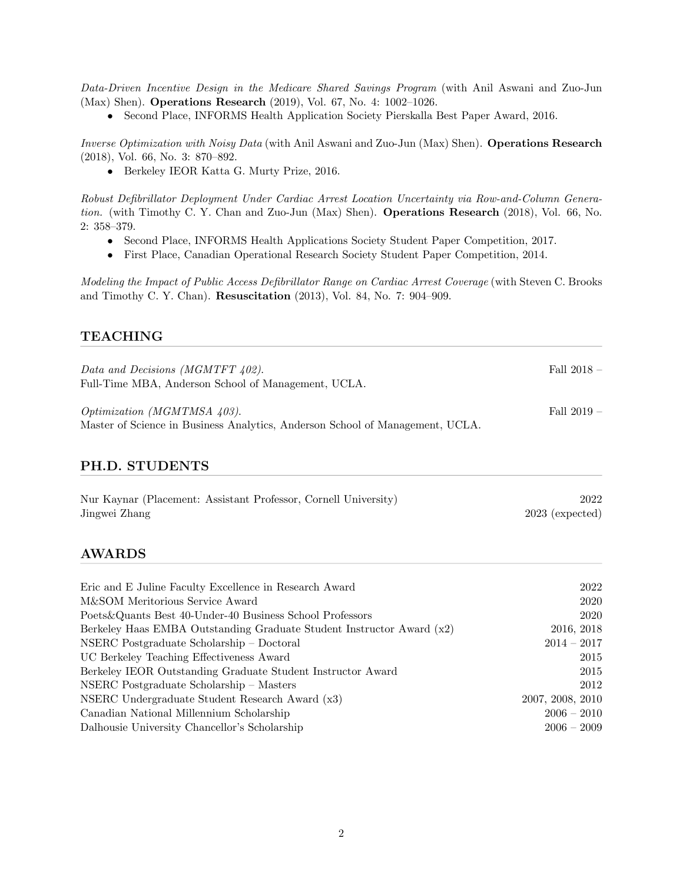*Data-Driven Incentive Design in the Medicare Shared Savings Program* (with Anil Aswani and Zuo-Jun (Max) Shen). **Operations Research** (2019), Vol. 67, No. 4: 1002–1026.

- Second Place, INFORMS Health Application Society Pierskalla Best Paper Award, 2016.

*Inverse Optimization with Noisy Data* (with Anil Aswani and Zuo-Jun (Max) Shen). **Operations Research** (2018), Vol. 66, No. 3: 870–892.

- Berkeley IEOR Katta G. Murty Prize, 2016.

*Robust Defibrillator Deployment Under Cardiac Arrest Location Uncertainty via Row-and-Column Generation.* (with Timothy C. Y. Chan and Zuo-Jun (Max) Shen). **Operations Research** (2018), Vol. 66, No. 2: 358–379.

- Second Place, INFORMS Health Applications Society Student Paper Competition, 2017.
- First Place, Canadian Operational Research Society Student Paper Competition, 2014.

*Modeling the Impact of Public Access Defibrillator Range on Cardiac Arrest Coverage* (with Steven C. Brooks and Timothy C. Y. Chan). **Resuscitation** (2013), Vol. 84, No. 7: 904–909.

## TEACHING

*Data and Decisions (MGMTFT 402).* Fall 2018 –
Full-Time MBA, Anderson School of Management, UCLA.

*Optimization (MGMTMSA 403).* Fall 2019 –
Master of Science in Business Analytics, Anderson School of Management, UCLA.

## PH.D. STUDENTS

| | |
|---|---|
| Nur Kaynar (Placement: Assistant Professor, Cornell University) | 2022 |
| Jingwei Zhang | 2023 (expected) |

## AWARDS

| | |
|---|---|
| Eric and E Juline Faculty Excellence in Research Award | 2022 |
| M&SOM Meritorious Service Award | 2020 |
| Poets&Quants Best 40-Under-40 Business School Professors | 2020 |
| Berkeley Haas EMBA Outstanding Graduate Student Instructor Award (x2) | 2016, 2018 |
| NSERC Postgraduate Scholarship – Doctoral | 2014 – 2017 |
| UC Berkeley Teaching Effectiveness Award | 2015 |
| Berkeley IEOR Outstanding Graduate Student Instructor Award | 2015 |
| NSERC Postgraduate Scholarship – Masters | 2012 |
| NSERC Undergraduate Student Research Award (x3) | 2007, 2008, 2010 |
| Canadian National Millennium Scholarship | 2006 – 2010 |
| Dalhousie University Chancellor's Scholarship | 2006 – 2009 |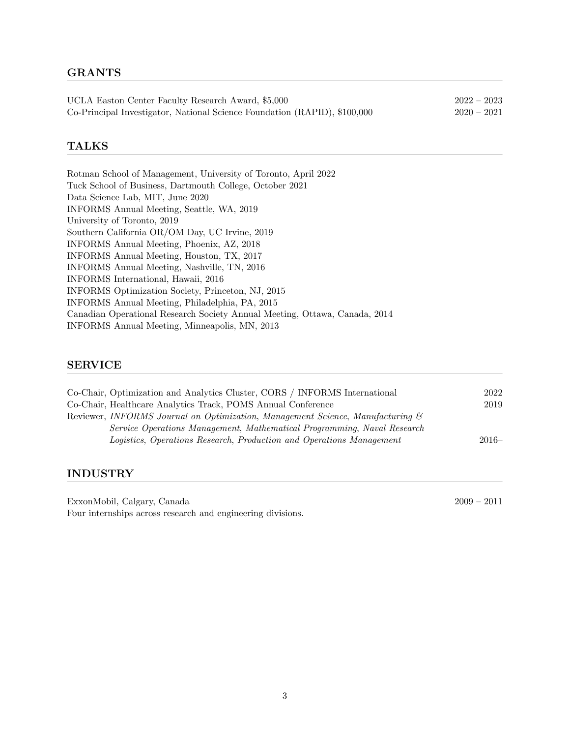## GRANTS

UCLA Easton Center Faculty Research Award, \$5,000 — 2022 – 2023
Co-Principal Investigator, National Science Foundation (RAPID), \$100,000 — 2020 – 2021

## TALKS

Rotman School of Management, University of Toronto, April 2022
Tuck School of Business, Dartmouth College, October 2021
Data Science Lab, MIT, June 2020
INFORMS Annual Meeting, Seattle, WA, 2019
University of Toronto, 2019
Southern California OR/OM Day, UC Irvine, 2019
INFORMS Annual Meeting, Phoenix, AZ, 2018
INFORMS Annual Meeting, Houston, TX, 2017
INFORMS Annual Meeting, Nashville, TN, 2016
INFORMS International, Hawaii, 2016
INFORMS Optimization Society, Princeton, NJ, 2015
INFORMS Annual Meeting, Philadelphia, PA, 2015
Canadian Operational Research Society Annual Meeting, Ottawa, Canada, 2014
INFORMS Annual Meeting, Minneapolis, MN, 2013

## SERVICE

Co-Chair, Optimization and Analytics Cluster, CORS / INFORMS International — 2022
Co-Chair, Healthcare Analytics Track, POMS Annual Conference — 2019
Reviewer, *INFORMS Journal on Optimization*, *Management Science*, *Manufacturing & Service Operations Management*, *Mathematical Programming*, *Naval Research Logistics*, *Operations Research*, *Production and Operations Management* — 2016–

## INDUSTRY

ExxonMobil, Calgary, Canada — 2009 – 2011
Four internships across research and engineering divisions.